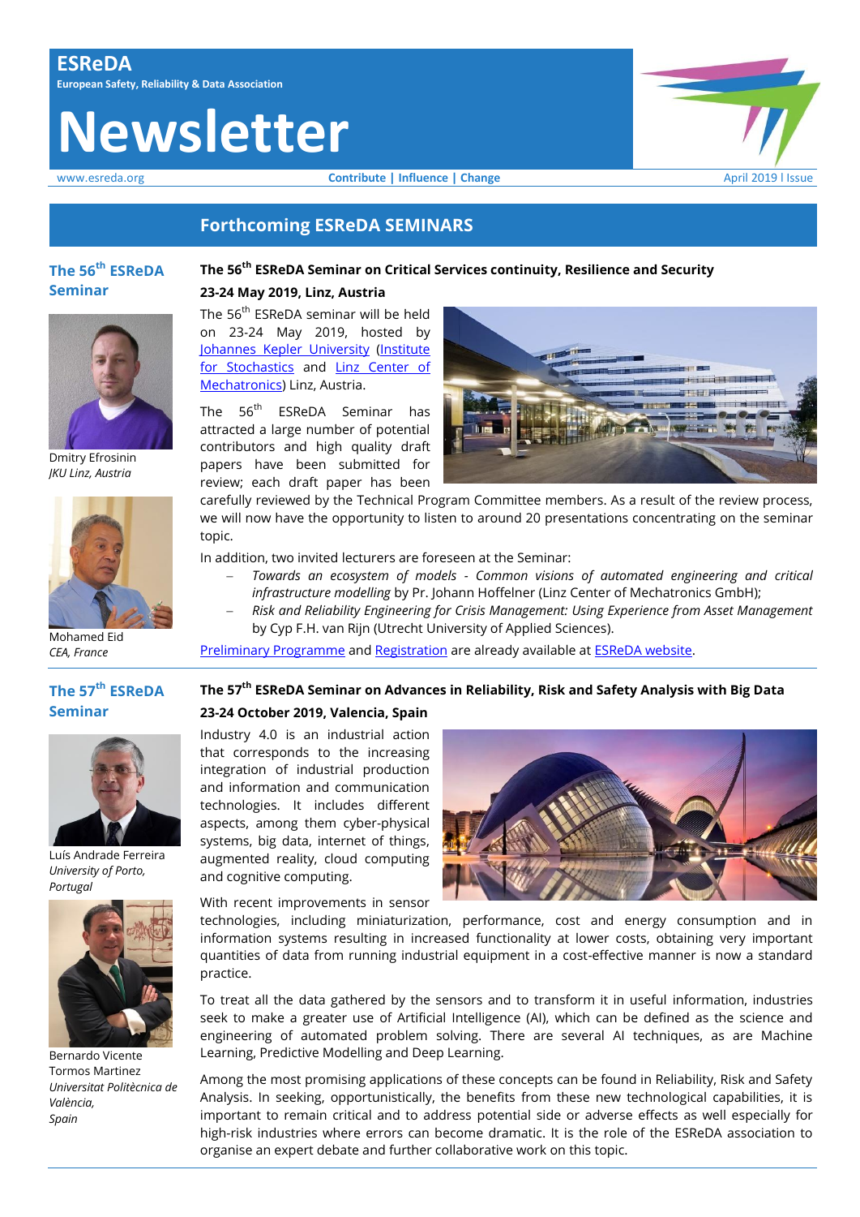# ESReDA

**European Safety, Reliability & Data Association**

# Newsletter

www.esreda.org **Contribute | Influence | Change** April 2019 I Issue

## Forthcoming ESReDA SEMINARS

### The 56th ESReDA Seminar

Dmitry Efrosinin
*JKU Linz, Austria*

Mohamed Eid
*CEA, France*

**The 56th ESReDA Seminar on Critical Services continuity, Resilience and Security**

**23-24 May 2019, Linz, Austria**

The 56th ESReDA seminar will be held on 23-24 May 2019, hosted by Johannes Kepler University (Institute for Stochastics and Linz Center of Mechatronics) Linz, Austria.

The 56th ESReDA Seminar has attracted a large number of potential contributors and high quality draft papers have been submitted for review; each draft paper has been carefully reviewed by the Technical Program Committee members. As a result of the review process, we will now have the opportunity to listen to around 20 presentations concentrating on the seminar topic.

In addition, two invited lecturers are foreseen at the Seminar:

- *Towards an ecosystem of models - Common visions of automated engineering and critical infrastructure modelling* by Pr. Johann Hoffelner (Linz Center of Mechatronics GmbH);
- *Risk and Reliability Engineering for Crisis Management: Using Experience from Asset Management* by Cyp F.H. van Rijn (Utrecht University of Applied Sciences).

Preliminary Programme and Registration are already available at ESReDA website.

### The 57th ESReDA Seminar

Luís Andrade Ferreira
*University of Porto, Portugal*

Bernardo Vicente Tormos Martinez
*Universitat Politècnica de València, Spain*

**The 57th ESReDA Seminar on Advances in Reliability, Risk and Safety Analysis with Big Data**

**23-24 October 2019, Valencia, Spain**

Industry 4.0 is an industrial action that corresponds to the increasing integration of industrial production and information and communication technologies. It includes different aspects, among them cyber-physical systems, big data, internet of things, augmented reality, cloud computing and cognitive computing.

With recent improvements in sensor technologies, including miniaturization, performance, cost and energy consumption and in information systems resulting in increased functionality at lower costs, obtaining very important quantities of data from running industrial equipment in a cost-effective manner is now a standard practice.

To treat all the data gathered by the sensors and to transform it in useful information, industries seek to make a greater use of Artificial Intelligence (AI), which can be defined as the science and engineering of automated problem solving. There are several AI techniques, as are Machine Learning, Predictive Modelling and Deep Learning.

Among the most promising applications of these concepts can be found in Reliability, Risk and Safety Analysis. In seeking, opportunistically, the benefits from these new technological capabilities, it is important to remain critical and to address potential side or adverse effects as well especially for high-risk industries where errors can become dramatic. It is the role of the ESReDA association to organise an expert debate and further collaborative work on this topic.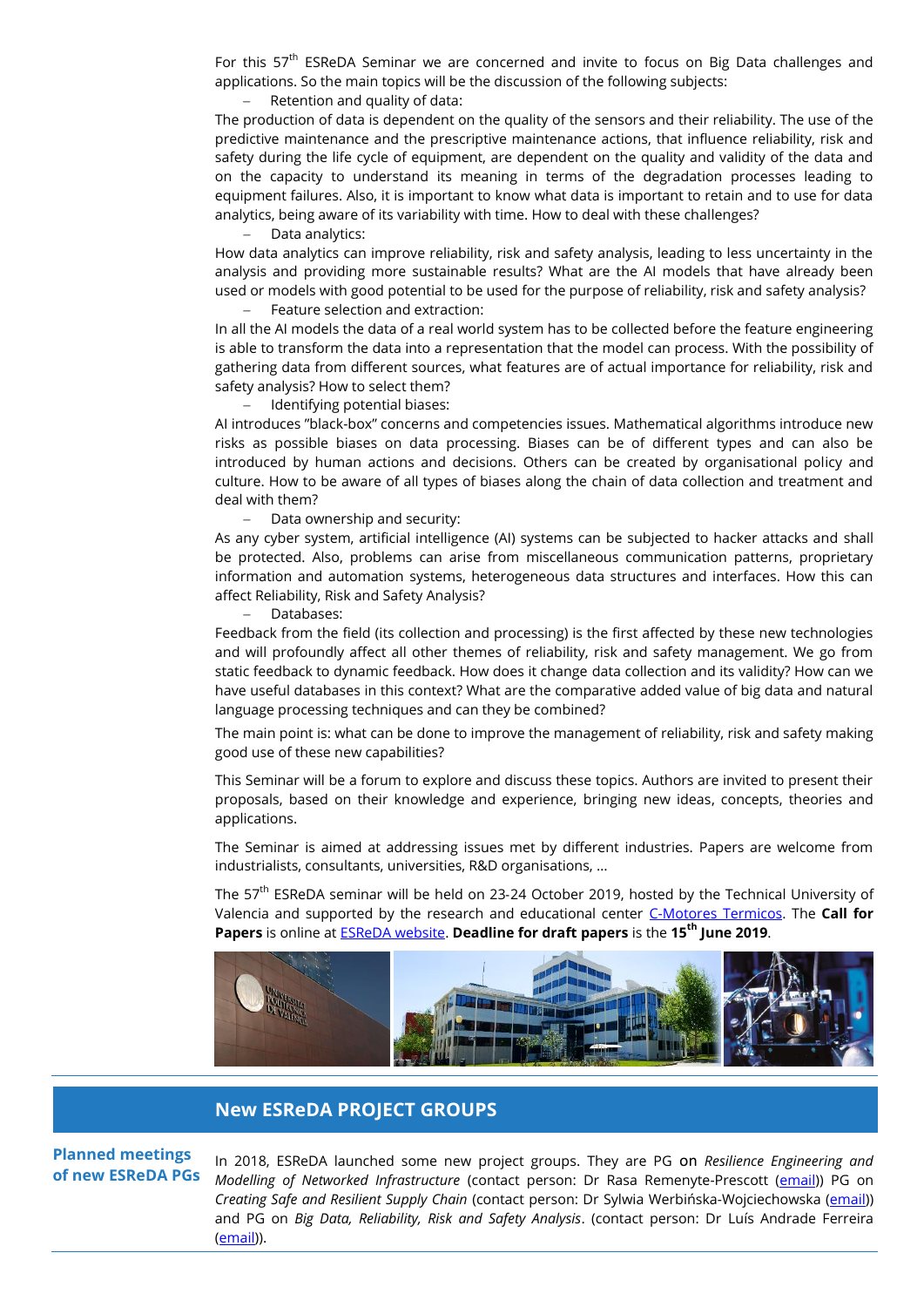For this 57th ESReDA Seminar we are concerned and invite to focus on Big Data challenges and applications. So the main topics will be the discussion of the following subjects:

– Retention and quality of data:

The production of data is dependent on the quality of the sensors and their reliability. The use of the predictive maintenance and the prescriptive maintenance actions, that influence reliability, risk and safety during the life cycle of equipment, are dependent on the quality and validity of the data and on the capacity to understand its meaning in terms of the degradation processes leading to equipment failures. Also, it is important to know what data is important to retain and to use for data analytics, being aware of its variability with time. How to deal with these challenges?

– Data analytics:

How data analytics can improve reliability, risk and safety analysis, leading to less uncertainty in the analysis and providing more sustainable results? What are the AI models that have already been used or models with good potential to be used for the purpose of reliability, risk and safety analysis?

– Feature selection and extraction:

In all the AI models the data of a real world system has to be collected before the feature engineering is able to transform the data into a representation that the model can process. With the possibility of gathering data from different sources, what features are of actual importance for reliability, risk and safety analysis? How to select them?

– Identifying potential biases:

AI introduces "black-box" concerns and competencies issues. Mathematical algorithms introduce new risks as possible biases on data processing. Biases can be of different types and can also be introduced by human actions and decisions. Others can be created by organisational policy and culture. How to be aware of all types of biases along the chain of data collection and treatment and deal with them?

– Data ownership and security:

As any cyber system, artificial intelligence (AI) systems can be subjected to hacker attacks and shall be protected. Also, problems can arise from miscellaneous communication patterns, proprietary information and automation systems, heterogeneous data structures and interfaces. How this can affect Reliability, Risk and Safety Analysis?

– Databases:

Feedback from the field (its collection and processing) is the first affected by these new technologies and will profoundly affect all other themes of reliability, risk and safety management. We go from static feedback to dynamic feedback. How does it change data collection and its validity? How can we have useful databases in this context? What are the comparative added value of big data and natural language processing techniques and can they be combined?

The main point is: what can be done to improve the management of reliability, risk and safety making good use of these new capabilities?

This Seminar will be a forum to explore and discuss these topics. Authors are invited to present their proposals, based on their knowledge and experience, bringing new ideas, concepts, theories and applications.

The Seminar is aimed at addressing issues met by different industries. Papers are welcome from industrialists, consultants, universities, R&D organisations, …

The 57th ESReDA seminar will be held on 23-24 October 2019, hosted by the Technical University of Valencia and supported by the research and educational center [C-Motores Termicos](). The **Call for Papers** is online at [ESReDA website](). **Deadline for draft papers** is the **15th June 2019**.

## New ESReDA PROJECT GROUPS

**Planned meetings of new ESReDA PGs**

In 2018, ESReDA launched some new project groups. They are PG on *Resilience Engineering and Modelling of Networked Infrastructure* (contact person: Dr Rasa Remenyte-Prescott ([email]())) PG on *Creating Safe and Resilient Supply Chain* (contact person: Dr Sylwia Werbińska-Wojciechowska ([email]())) and PG on *Big Data, Reliability, Risk and Safety Analysis*. (contact person: Dr Luís Andrade Ferreira ([email]())).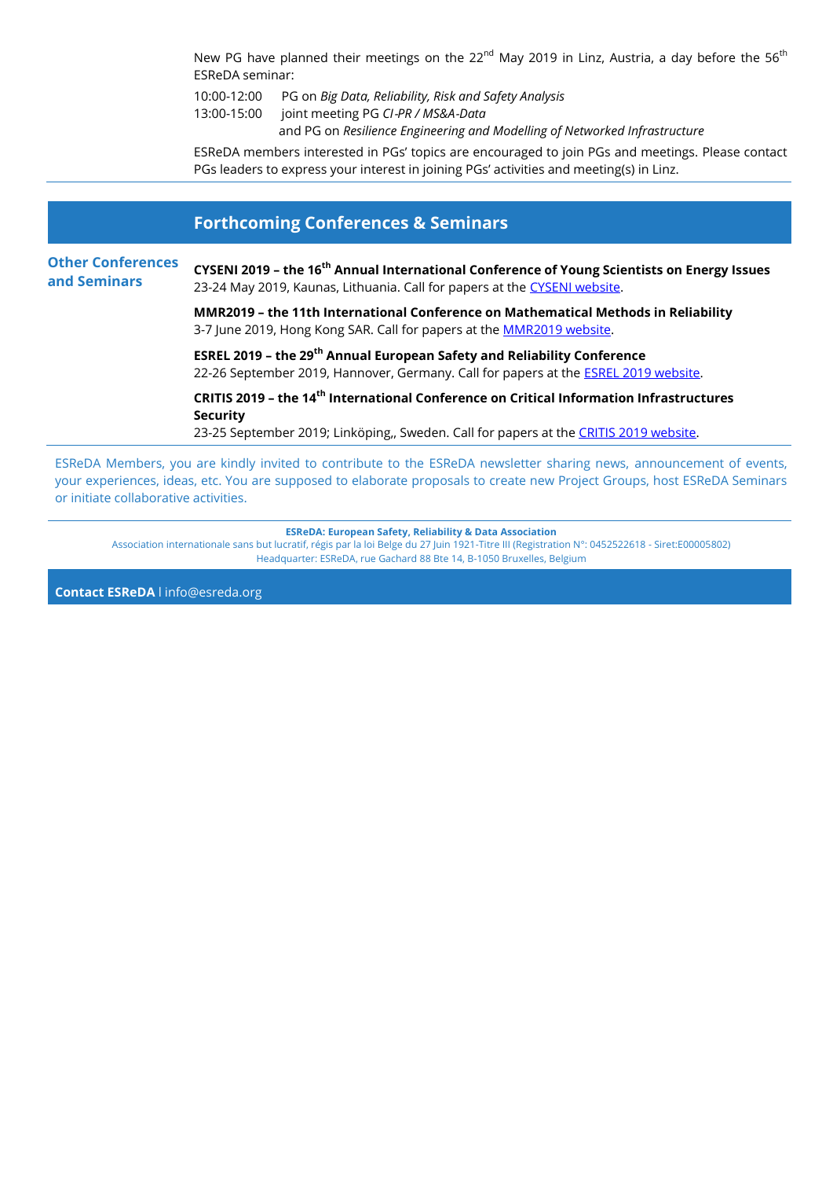New PG have planned their meetings on the 22nd May 2019 in Linz, Austria, a day before the 56th ESReDA seminar:

10:00-12:00 PG on *Big Data, Reliability, Risk and Safety Analysis*
13:00-15:00 joint meeting PG *CI-PR / MS&A-Data*
and PG on *Resilience Engineering and Modelling of Networked Infrastructure*

ESReDA members interested in PGs' topics are encouraged to join PGs and meetings. Please contact PGs leaders to express your interest in joining PGs' activities and meeting(s) in Linz.

## Forthcoming Conferences & Seminars

### Other Conferences and Seminars

**CYSENI 2019 – the 16th Annual International Conference of Young Scientists on Energy Issues**
23-24 May 2019, Kaunas, Lithuania. Call for papers at the CYSENI website.

**MMR2019 – the 11th International Conference on Mathematical Methods in Reliability**
3-7 June 2019, Hong Kong SAR. Call for papers at the MMR2019 website.

**ESREL 2019 – the 29th Annual European Safety and Reliability Conference**
22-26 September 2019, Hannover, Germany. Call for papers at the ESREL 2019 website.

**CRITIS 2019 – the 14th International Conference on Critical Information Infrastructures Security**
23-25 September 2019; Linköping,, Sweden. Call for papers at the CRITIS 2019 website.

ESReDA Members, you are kindly invited to contribute to the ESReDA newsletter sharing news, announcement of events, your experiences, ideas, etc. You are supposed to elaborate proposals to create new Project Groups, host ESReDA Seminars or initiate collaborative activities.

**ESReDA: European Safety, Reliability & Data Association**
Association internationale sans but lucratif, régis par la loi Belge du 27 Juin 1921-Titre III (Registration N°: 0452522618 - Siret:E00005802)
Headquarter: ESReDA, rue Gachard 88 Bte 14, B-1050 Bruxelles, Belgium

**Contact ESReDA** l info@esreda.org